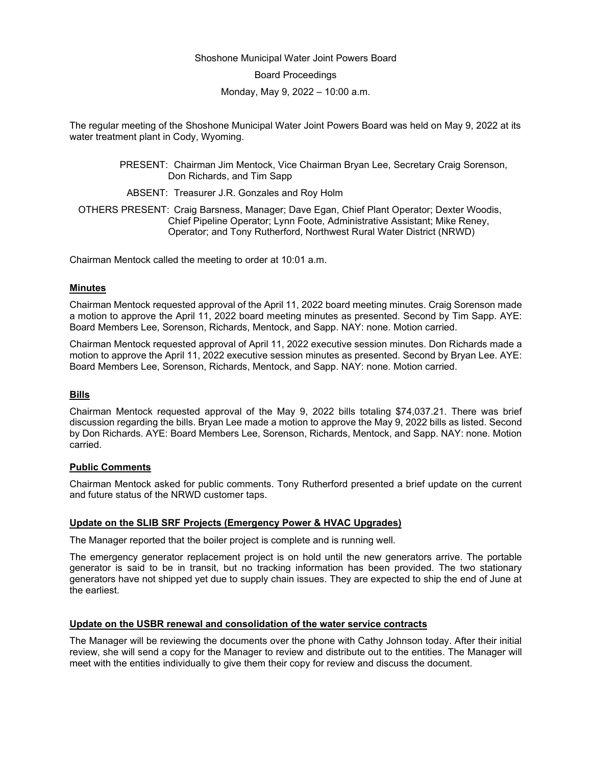Shoshone Municipal Water Joint Powers Board

Board Proceedings

Monday, May 9, 2022 – 10:00 a.m.

The regular meeting of the Shoshone Municipal Water Joint Powers Board was held on May 9, 2022 at its water treatment plant in Cody, Wyoming.

PRESENT: Chairman Jim Mentock, Vice Chairman Bryan Lee, Secretary Craig Sorenson, Don Richards, and Tim Sapp

ABSENT: Treasurer J.R. Gonzales and Roy Holm

OTHERS PRESENT: Craig Barsness, Manager; Dave Egan, Chief Plant Operator; Dexter Woodis, Chief Pipeline Operator; Lynn Foote, Administrative Assistant; Mike Reney, Operator; and Tony Rutherford, Northwest Rural Water District (NRWD)

Chairman Mentock called the meeting to order at 10:01 a.m.

**Minutes**

Chairman Mentock requested approval of the April 11, 2022 board meeting minutes. Craig Sorenson made a motion to approve the April 11, 2022 board meeting minutes as presented. Second by Tim Sapp. AYE: Board Members Lee, Sorenson, Richards, Mentock, and Sapp. NAY: none. Motion carried.

Chairman Mentock requested approval of April 11, 2022 executive session minutes. Don Richards made a motion to approve the April 11, 2022 executive session minutes as presented. Second by Bryan Lee. AYE: Board Members Lee, Sorenson, Richards, Mentock, and Sapp. NAY: none. Motion carried.

**Bills**

Chairman Mentock requested approval of the May 9, 2022 bills totaling $74,037.21. There was brief discussion regarding the bills. Bryan Lee made a motion to approve the May 9, 2022 bills as listed. Second by Don Richards. AYE: Board Members Lee, Sorenson, Richards, Mentock, and Sapp. NAY: none. Motion carried.

**Public Comments**

Chairman Mentock asked for public comments. Tony Rutherford presented a brief update on the current and future status of the NRWD customer taps.

**Update on the SLIB SRF Projects (Emergency Power & HVAC Upgrades)**

The Manager reported that the boiler project is complete and is running well.

The emergency generator replacement project is on hold until the new generators arrive. The portable generator is said to be in transit, but no tracking information has been provided. The two stationary generators have not shipped yet due to supply chain issues. They are expected to ship the end of June at the earliest.

**Update on the USBR renewal and consolidation of the water service contracts**

The Manager will be reviewing the documents over the phone with Cathy Johnson today. After their initial review, she will send a copy for the Manager to review and distribute out to the entities. The Manager will meet with the entities individually to give them their copy for review and discuss the document.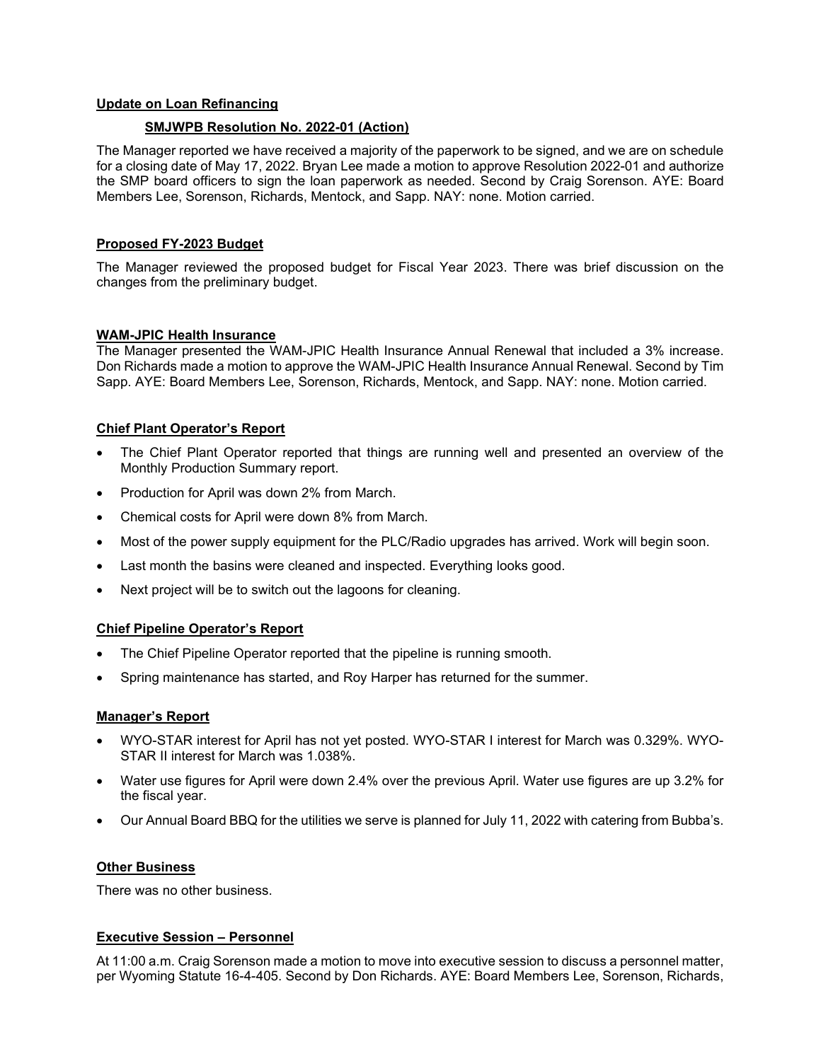## Update on Loan Refinancing

### SMJWPB Resolution No. 2022-01 (Action)

The Manager reported we have received a majority of the paperwork to be signed, and we are on schedule for a closing date of May 17, 2022. Bryan Lee made a motion to approve Resolution 2022-01 and authorize the SMP board officers to sign the loan paperwork as needed. Second by Craig Sorenson. AYE: Board Members Lee, Sorenson, Richards, Mentock, and Sapp. NAY: none. Motion carried.

## Proposed FY-2023 Budget

The Manager reviewed the proposed budget for Fiscal Year 2023. There was brief discussion on the changes from the preliminary budget.

## WAM-JPIC Health Insurance

The Manager presented the WAM-JPIC Health Insurance Annual Renewal that included a 3% increase. Don Richards made a motion to approve the WAM-JPIC Health Insurance Annual Renewal. Second by Tim Sapp. AYE: Board Members Lee, Sorenson, Richards, Mentock, and Sapp. NAY: none. Motion carried.

## Chief Plant Operator's Report

- The Chief Plant Operator reported that things are running well and presented an overview of the Monthly Production Summary report.
- Production for April was down 2% from March.
- Chemical costs for April were down 8% from March.
- Most of the power supply equipment for the PLC/Radio upgrades has arrived. Work will begin soon.
- Last month the basins were cleaned and inspected. Everything looks good.
- Next project will be to switch out the lagoons for cleaning.

## Chief Pipeline Operator's Report

- The Chief Pipeline Operator reported that the pipeline is running smooth.
- Spring maintenance has started, and Roy Harper has returned for the summer.

## Manager's Report

- WYO-STAR interest for April has not yet posted. WYO-STAR I interest for March was 0.329%. WYO-STAR II interest for March was 1.038%.
- Water use figures for April were down 2.4% over the previous April. Water use figures are up 3.2% for the fiscal year.
- Our Annual Board BBQ for the utilities we serve is planned for July 11, 2022 with catering from Bubba's.

## Other Business

There was no other business.

## Executive Session – Personnel

At 11:00 a.m. Craig Sorenson made a motion to move into executive session to discuss a personnel matter, per Wyoming Statute 16-4-405. Second by Don Richards. AYE: Board Members Lee, Sorenson, Richards,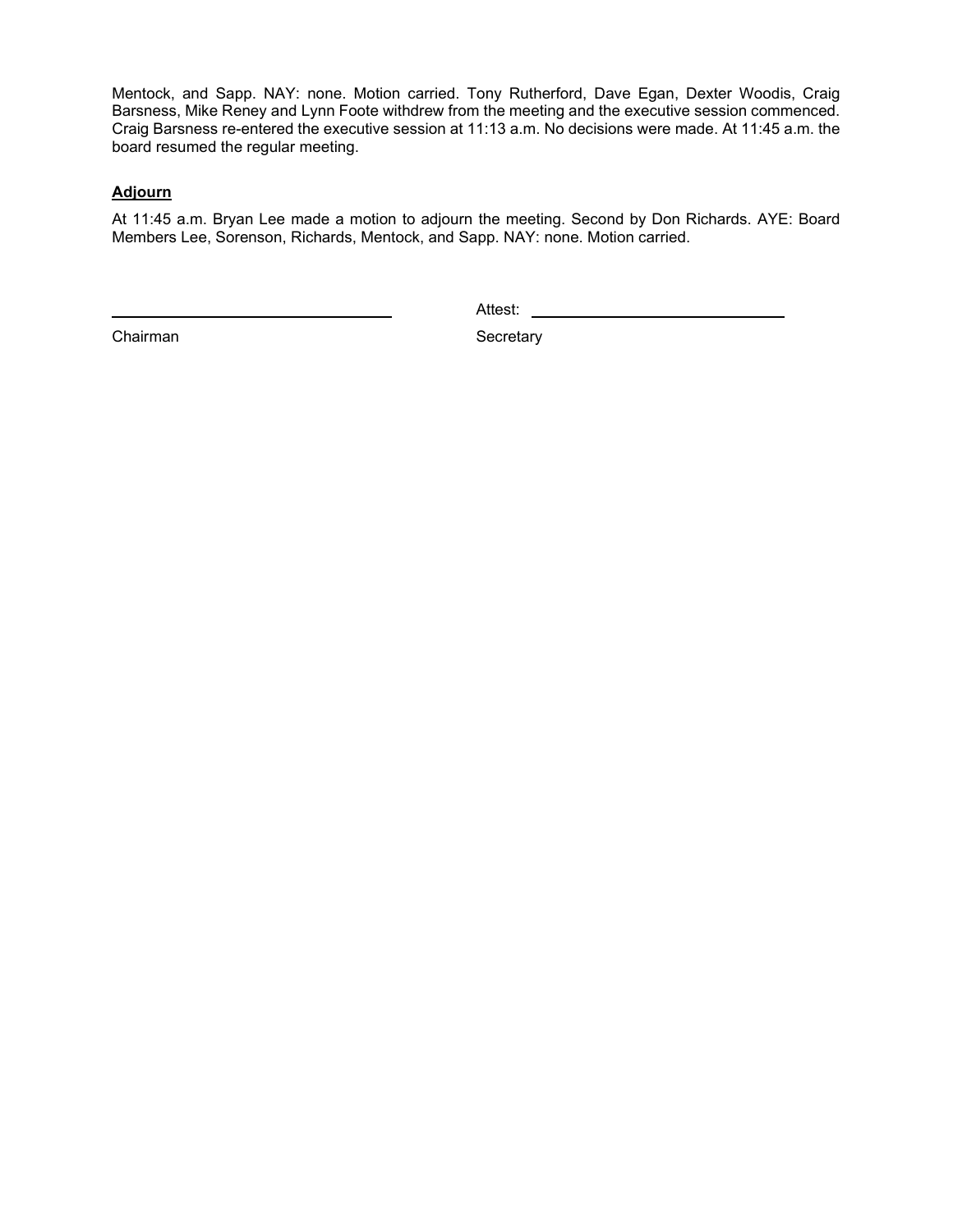Mentock, and Sapp. NAY: none. Motion carried. Tony Rutherford, Dave Egan, Dexter Woodis, Craig Barsness, Mike Reney and Lynn Foote withdrew from the meeting and the executive session commenced. Craig Barsness re-entered the executive session at 11:13 a.m. No decisions were made. At 11:45 a.m. the board resumed the regular meeting.

**Adjourn**

At 11:45 a.m. Bryan Lee made a motion to adjourn the meeting. Second by Don Richards. AYE: Board Members Lee, Sorenson, Richards, Mentock, and Sapp. NAY: none. Motion carried.

\_\_\_\_\_\_\_\_\_\_\_\_\_\_\_\_\_\_\_\_\_\_\_\_\_\_\_\_\_\_\_\_ Attest: \_\_\_\_\_\_\_\_\_\_\_\_\_\_\_\_\_\_\_\_\_\_\_\_\_\_\_\_\_\_\_\_

Chairman Secretary